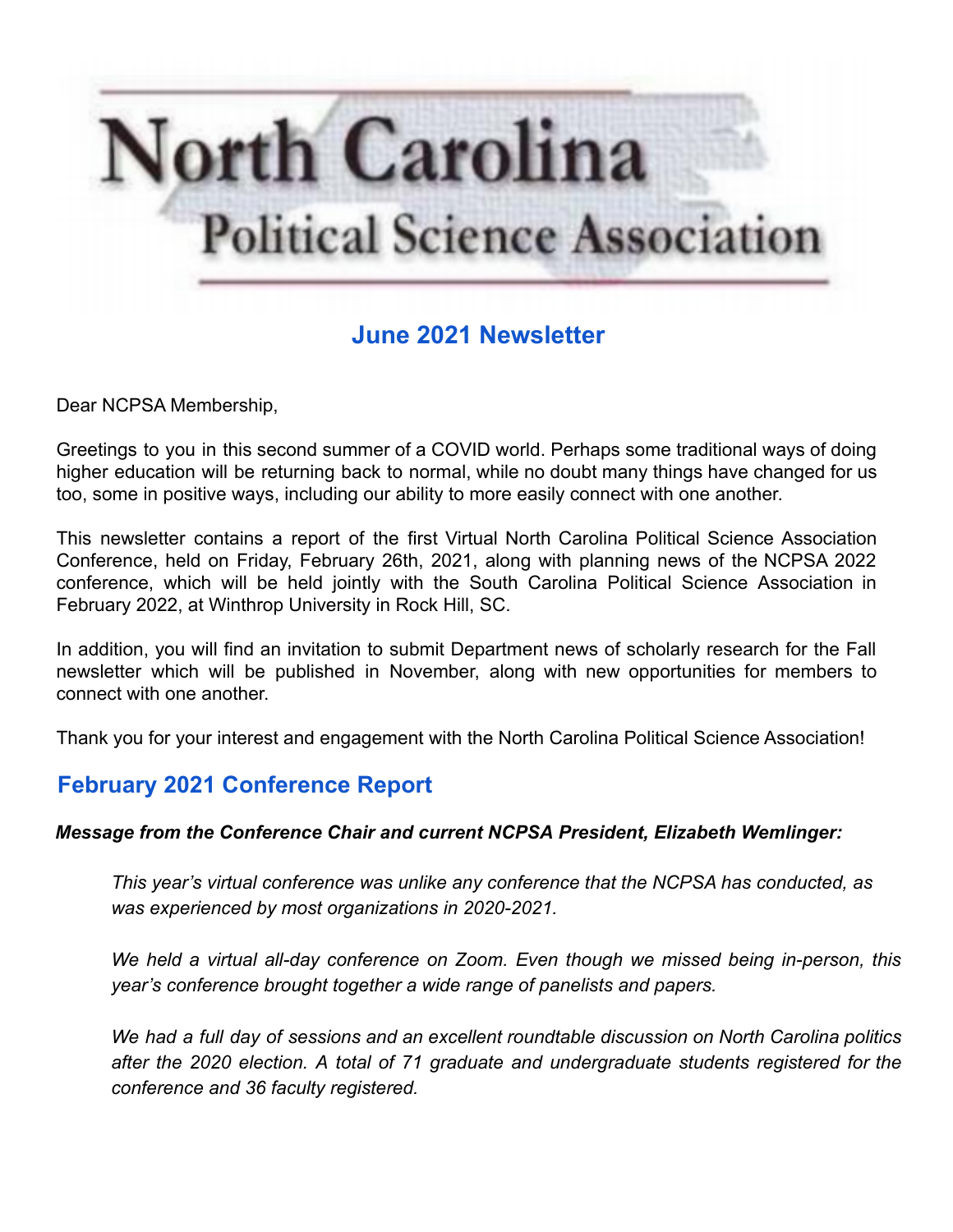# North Carolina Political Science Association

## June 2021 Newsletter

Dear NCPSA Membership,

Greetings to you in this second summer of a COVID world. Perhaps some traditional ways of doing higher education will be returning back to normal, while no doubt many things have changed for us too, some in positive ways, including our ability to more easily connect with one another.

This newsletter contains a report of the first Virtual North Carolina Political Science Association Conference, held on Friday, February 26th, 2021, along with planning news of the NCPSA 2022 conference, which will be held jointly with the South Carolina Political Science Association in February 2022, at Winthrop University in Rock Hill, SC.

In addition, you will find an invitation to submit Department news of scholarly research for the Fall newsletter which will be published in November, along with new opportunities for members to connect with one another.

Thank you for your interest and engagement with the North Carolina Political Science Association!

## February 2021 Conference Report

***Message from the Conference Chair and current NCPSA President, Elizabeth Wemlinger:***

> *This year's virtual conference was unlike any conference that the NCPSA has conducted, as was experienced by most organizations in 2020-2021.*
>
> *We held a virtual all-day conference on Zoom. Even though we missed being in-person, this year's conference brought together a wide range of panelists and papers.*
>
> *We had a full day of sessions and an excellent roundtable discussion on North Carolina politics after the 2020 election. A total of 71 graduate and undergraduate students registered for the conference and 36 faculty registered.*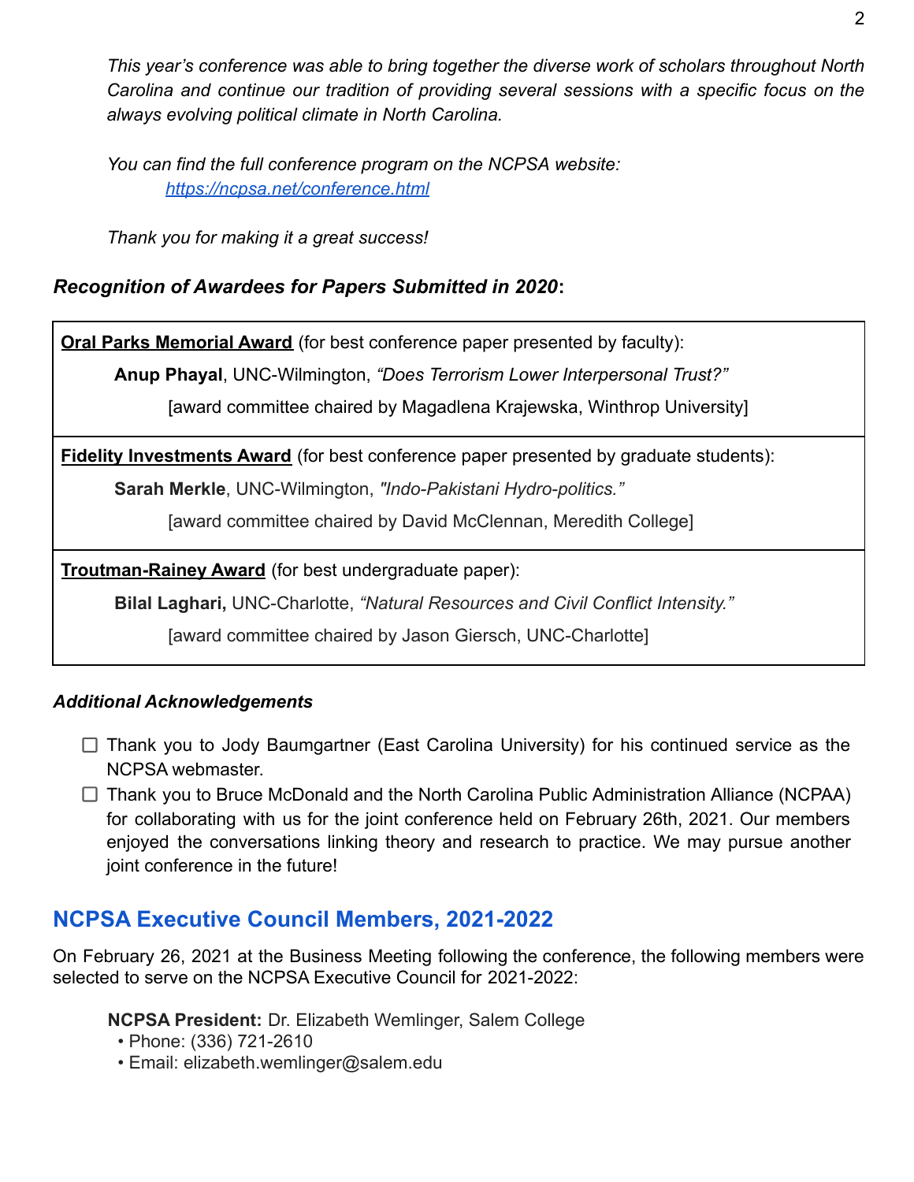*This year's conference was able to bring together the diverse work of scholars throughout North Carolina and continue our tradition of providing several sessions with a specific focus on the always evolving political climate in North Carolina.*

*You can find the full conference program on the NCPSA website:*
[*https://ncpsa.net/conference.html*](https://ncpsa.net/conference.html)

*Thank you for making it a great success!*

### ***Recognition of Awardees for Papers Submitted in 2020*:**

| |
|---|
| **Oral Parks Memorial Award** (for best conference paper presented by faculty):<br>**Anup Phayal**, UNC-Wilmington, *"Does Terrorism Lower Interpersonal Trust?"*<br>[award committee chaired by Magadlena Krajewska, Winthrop University] |
| **Fidelity Investments Award** (for best conference paper presented by graduate students):<br>**Sarah Merkle**, UNC-Wilmington, *"Indo-Pakistani Hydro-politics."*<br>[award committee chaired by David McClennan, Meredith College] |
| **Troutman-Rainey Award** (for best undergraduate paper):<br>**Bilal Laghari,** UNC-Charlotte, *"Natural Resources and Civil Conflict Intensity."*<br>[award committee chaired by Jason Giersch, UNC-Charlotte] |

#### ***Additional Acknowledgements***

- [ ] Thank you to Jody Baumgartner (East Carolina University) for his continued service as the NCPSA webmaster.
- [ ] Thank you to Bruce McDonald and the North Carolina Public Administration Alliance (NCPAA) for collaborating with us for the joint conference held on February 26th, 2021. Our members enjoyed the conversations linking theory and research to practice. We may pursue another joint conference in the future!

## NCPSA Executive Council Members, 2021-2022

On February 26, 2021 at the Business Meeting following the conference, the following members were selected to serve on the NCPSA Executive Council for 2021-2022:

**NCPSA President:** Dr. Elizabeth Wemlinger, Salem College
- Phone: (336) 721-2610
- Email: elizabeth.wemlinger@salem.edu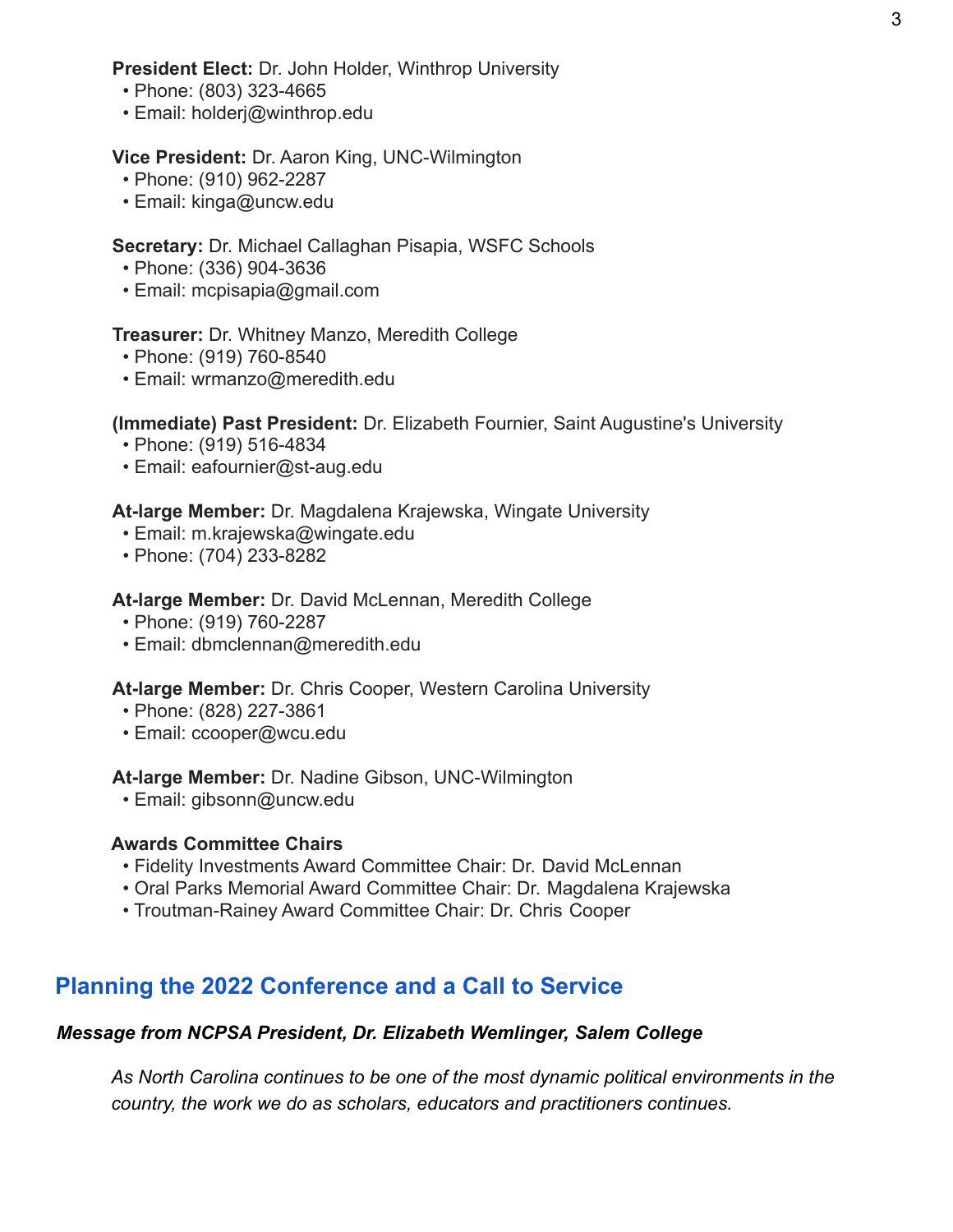**President Elect:** Dr. John Holder, Winthrop University

- Phone: (803) 323-4665
- Email: holderj@winthrop.edu

**Vice President:** Dr. Aaron King, UNC-Wilmington

- Phone: (910) 962-2287
- Email: kinga@uncw.edu

**Secretary:** Dr. Michael Callaghan Pisapia, WSFC Schools

- Phone: (336) 904-3636
- Email: mcpisapia@gmail.com

**Treasurer:** Dr. Whitney Manzo, Meredith College

- Phone: (919) 760-8540
- Email: wrmanzo@meredith.edu

**(Immediate) Past President:** Dr. Elizabeth Fournier, Saint Augustine's University

- Phone: (919) 516-4834
- Email: eafournier@st-aug.edu

**At-large Member:** Dr. Magdalena Krajewska, Wingate University

- Email: m.krajewska@wingate.edu
- Phone: (704) 233-8282

**At-large Member:** Dr. David McLennan, Meredith College

- Phone: (919) 760-2287
- Email: dbmclennan@meredith.edu

**At-large Member:** Dr. Chris Cooper, Western Carolina University

- Phone: (828) 227-3861
- Email: ccooper@wcu.edu

**At-large Member:** Dr. Nadine Gibson, UNC-Wilmington

- Email: gibsonn@uncw.edu

**Awards Committee Chairs**

- Fidelity Investments Award Committee Chair: Dr. David McLennan
- Oral Parks Memorial Award Committee Chair: Dr. Magdalena Krajewska
- Troutman-Rainey Award Committee Chair: Dr. Chris Cooper

## Planning the 2022 Conference and a Call to Service

***Message from NCPSA President, Dr. Elizabeth Wemlinger, Salem College***

*As North Carolina continues to be one of the most dynamic political environments in the country, the work we do as scholars, educators and practitioners continues.*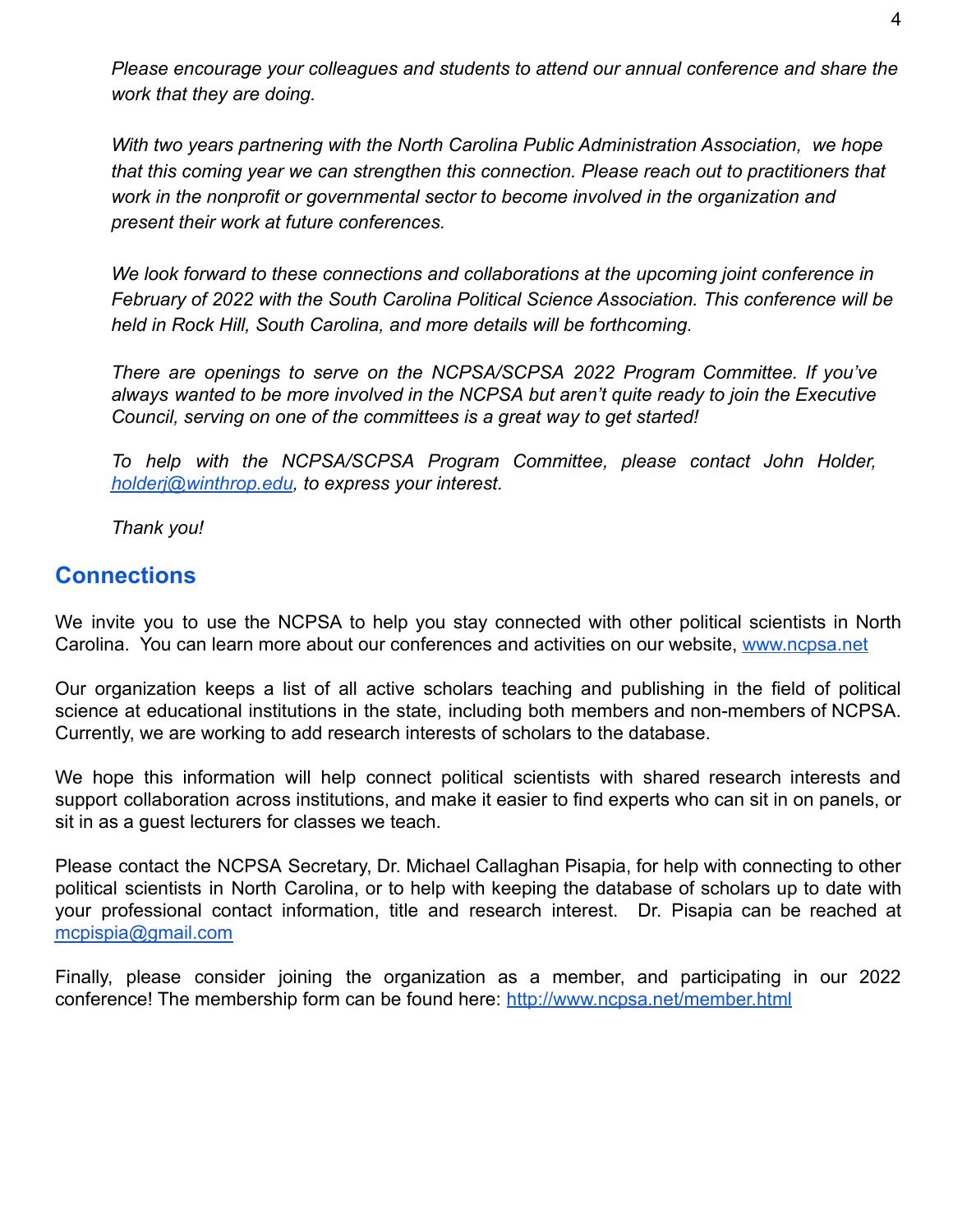*Please encourage your colleagues and students to attend our annual conference and share the work that they are doing.*

*With two years partnering with the North Carolina Public Administration Association, we hope that this coming year we can strengthen this connection. Please reach out to practitioners that work in the nonprofit or governmental sector to become involved in the organization and present their work at future conferences.*

*We look forward to these connections and collaborations at the upcoming joint conference in February of 2022 with the South Carolina Political Science Association. This conference will be held in Rock Hill, South Carolina, and more details will be forthcoming.*

*There are openings to serve on the NCPSA/SCPSA 2022 Program Committee. If you've always wanted to be more involved in the NCPSA but aren't quite ready to join the Executive Council, serving on one of the committees is a great way to get started!*

*To help with the NCPSA/SCPSA Program Committee, please contact John Holder, [holderj@winthrop.edu](mailto:holderj@winthrop.edu), to express your interest.*

*Thank you!*

## Connections

We invite you to use the NCPSA to help you stay connected with other political scientists in North Carolina. You can learn more about our conferences and activities on our website, [www.ncpsa.net](http://www.ncpsa.net)

Our organization keeps a list of all active scholars teaching and publishing in the field of political science at educational institutions in the state, including both members and non-members of NCPSA. Currently, we are working to add research interests of scholars to the database.

We hope this information will help connect political scientists with shared research interests and support collaboration across institutions, and make it easier to find experts who can sit in on panels, or sit in as a guest lecturers for classes we teach.

Please contact the NCPSA Secretary, Dr. Michael Callaghan Pisapia, for help with connecting to other political scientists in North Carolina, or to help with keeping the database of scholars up to date with your professional contact information, title and research interest. Dr. Pisapia can be reached at [mcpispia@gmail.com](mailto:mcpispia@gmail.com)

Finally, please consider joining the organization as a member, and participating in our 2022 conference! The membership form can be found here: [http://www.ncpsa.net/member.html](http://www.ncpsa.net/member.html)